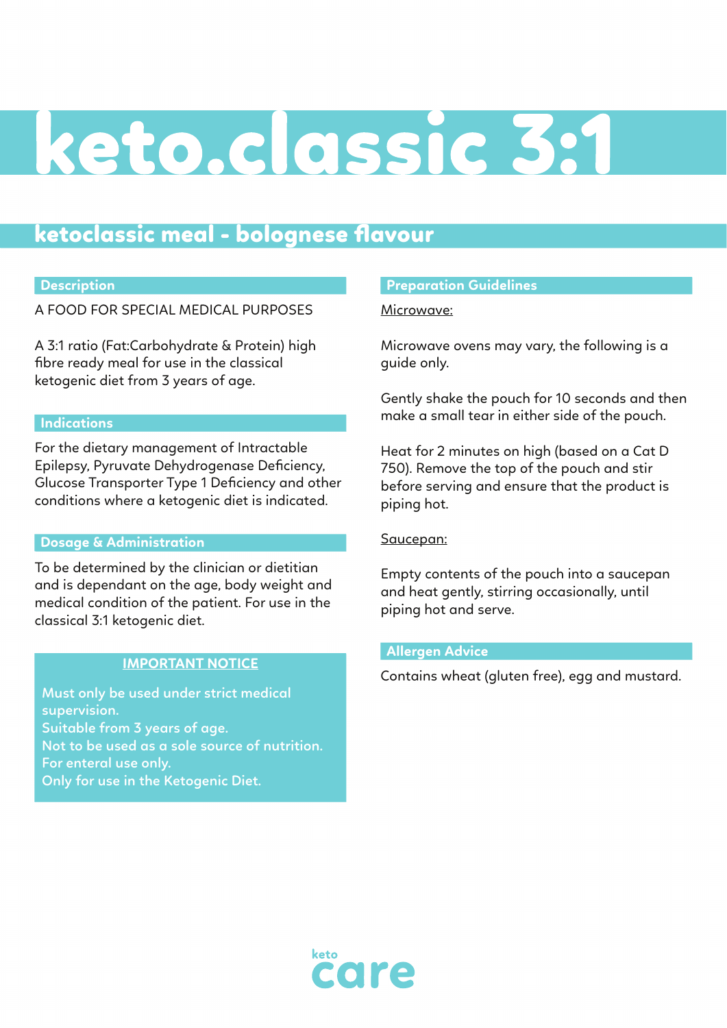# keto.classic 3:1

## ketoclassic meal - bolognese flavour

### Description

A FOOD FOR SPECIAL MEDICAL PURPOSES

A 3:1 ratio (Fat:Carbohydrate & Protein) high fibre ready meal for use in the classical ketogenic diet from 3 years of age.

### Indications

For the dietary management of Intractable Epilepsy, Pyruvate Dehydrogenase Deficiency, Glucose Transporter Type 1 Deficiency and other conditions where a ketogenic diet is indicated.

### Dosage & Administration

To be determined by the clinician or dietitian and is dependant on the age, body weight and medical condition of the patient. For use in the classical 3:1 ketogenic diet.

**IMPORTANT NOTICE**

Must only be used under strict medical supervision.
Suitable from 3 years of age.
Not to be used as a sole source of nutrition.
For enteral use only.
Only for use in the Ketogenic Diet.

### Preparation Guidelines

Microwave:

Microwave ovens may vary, the following is a guide only.

Gently shake the pouch for 10 seconds and then make a small tear in either side of the pouch.

Heat for 2 minutes on high (based on a Cat D 750). Remove the top of the pouch and stir before serving and ensure that the product is piping hot.

Saucepan:

Empty contents of the pouch into a saucepan and heat gently, stirring occasionally, until piping hot and serve.

### Allergen Advice

Contains wheat (gluten free), egg and mustard.

keto care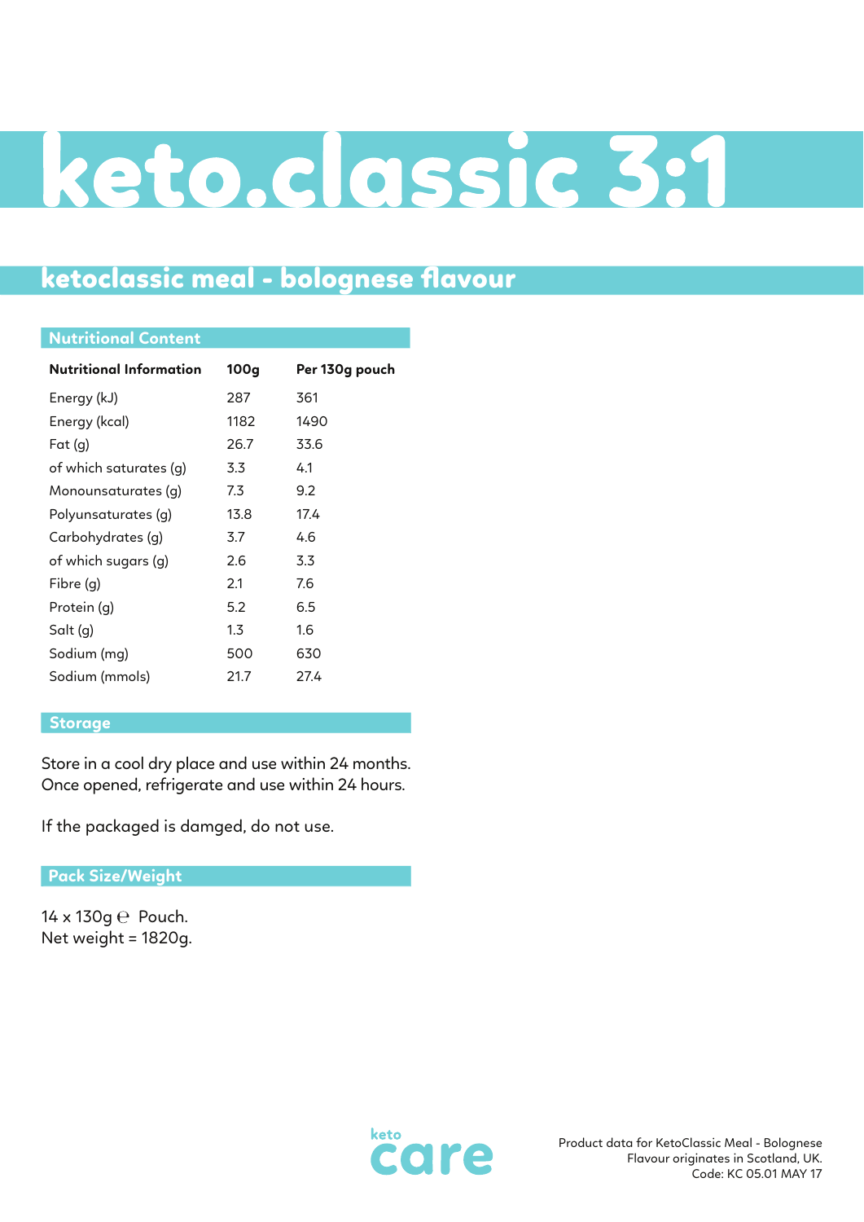# keto.classic 3:1

## ketoclassic meal - bolognese flavour

### Nutritional Content

| Nutritional Information | 100g | Per 130g pouch |
|---|---|---|
| Energy (kJ) | 287 | 361 |
| Energy (kcal) | 1182 | 1490 |
| Fat (g) | 26.7 | 33.6 |
| of which saturates (g) | 3.3 | 4.1 |
| Monounsaturates (g) | 7.3 | 9.2 |
| Polyunsaturates (g) | 13.8 | 17.4 |
| Carbohydrates (g) | 3.7 | 4.6 |
| of which sugars (g) | 2.6 | 3.3 |
| Fibre (g) | 2.1 | 7.6 |
| Protein (g) | 5.2 | 6.5 |
| Salt (g) | 1.3 | 1.6 |
| Sodium (mg) | 500 | 630 |
| Sodium (mmols) | 21.7 | 27.4 |

### Storage

Store in a cool dry place and use within 24 months.
Once opened, refrigerate and use within 24 hours.

If the packaged is damged, do not use.

### Pack Size/Weight

14 x 130g ℮ Pouch.
Net weight = 1820g.

keto care

Product data for KetoClassic Meal - Bolognese Flavour originates in Scotland, UK.
Code: KC 05.01 MAY 17